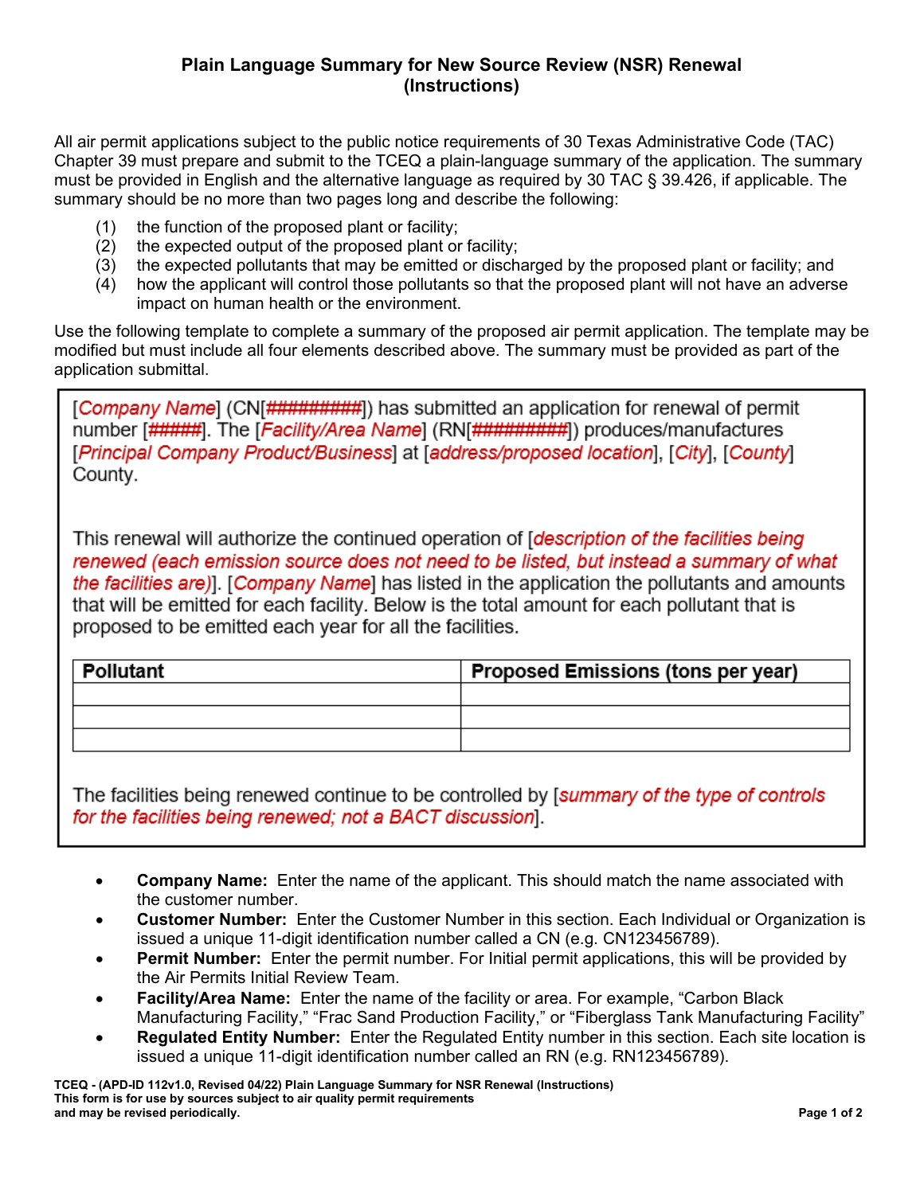# Plain Language Summary for New Source Review (NSR) Renewal (Instructions)

All air permit applications subject to the public notice requirements of 30 Texas Administrative Code (TAC) Chapter 39 must prepare and submit to the TCEQ a plain-language summary of the application. The summary must be provided in English and the alternative language as required by 30 TAC § 39.426, if applicable. The summary should be no more than two pages long and describe the following:

(1) the function of the proposed plant or facility;
(2) the expected output of the proposed plant or facility;
(3) the expected pollutants that may be emitted or discharged by the proposed plant or facility; and
(4) how the applicant will control those pollutants so that the proposed plant will not have an adverse impact on human health or the environment.

Use the following template to complete a summary of the proposed air permit application. The template may be modified but must include all four elements described above. The summary must be provided as part of the application submittal.

---

[*Company Name*] (CN[*#########*]) has submitted an application for renewal of permit number [*#####*]. The [*Facility/Area Name*] (RN[*#########*]) produces/manufactures [*Principal Company Product/Business*] at [*address/proposed location*], [*City*], [*County*] County.

This renewal will authorize the continued operation of [*description of the facilities being renewed (each emission source does not need to be listed, but instead a summary of what the facilities are)*]. [*Company Name*] has listed in the application the pollutants and amounts that will be emitted for each facility. Below is the total amount for each pollutant that is proposed to be emitted each year for all the facilities.

| Pollutant | Proposed Emissions (tons per year) |
| --- | --- |
| | |
| | |
| | |

The facilities being renewed continue to be controlled by [*summary of the type of controls for the facilities being renewed; not a BACT discussion*].

---

- **Company Name:** Enter the name of the applicant. This should match the name associated with the customer number.
- **Customer Number:** Enter the Customer Number in this section. Each Individual or Organization is issued a unique 11-digit identification number called a CN (e.g. CN123456789).
- **Permit Number:** Enter the permit number. For Initial permit applications, this will be provided by the Air Permits Initial Review Team.
- **Facility/Area Name:** Enter the name of the facility or area. For example, "Carbon Black Manufacturing Facility," "Frac Sand Production Facility," or "Fiberglass Tank Manufacturing Facility"
- **Regulated Entity Number:** Enter the Regulated Entity number in this section. Each site location is issued a unique 11-digit identification number called an RN (e.g. RN123456789).

**TCEQ - (APD-ID 112v1.0, Revised 04/22) Plain Language Summary for NSR Renewal (Instructions)**
**This form is for use by sources subject to air quality permit requirements and may be revised periodically.**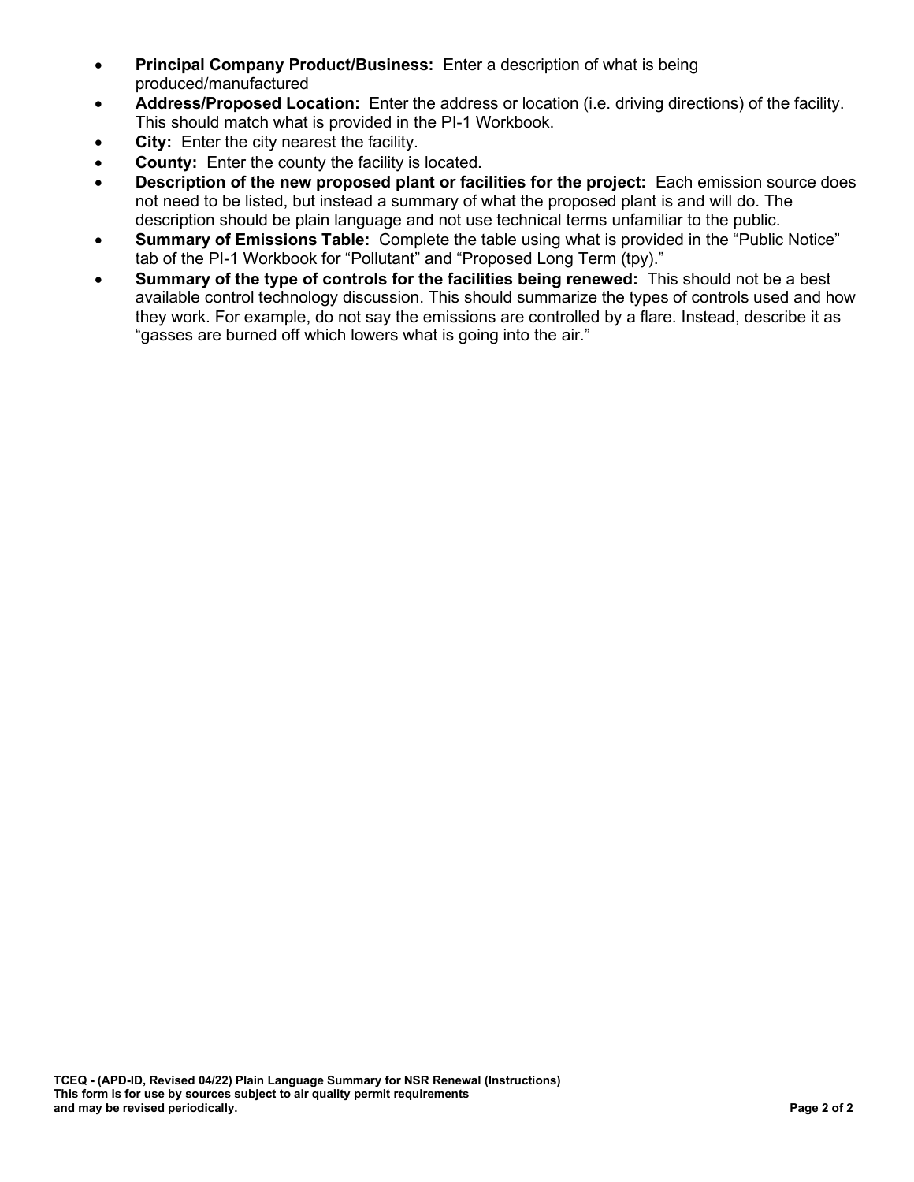- **Principal Company Product/Business:** Enter a description of what is being produced/manufactured
- **Address/Proposed Location:** Enter the address or location (i.e. driving directions) of the facility. This should match what is provided in the PI-1 Workbook.
- **City:** Enter the city nearest the facility.
- **County:** Enter the county the facility is located.
- **Description of the new proposed plant or facilities for the project:** Each emission source does not need to be listed, but instead a summary of what the proposed plant is and will do. The description should be plain language and not use technical terms unfamiliar to the public.
- **Summary of Emissions Table:** Complete the table using what is provided in the "Public Notice" tab of the PI-1 Workbook for "Pollutant" and "Proposed Long Term (tpy)."
- **Summary of the type of controls for the facilities being renewed:** This should not be a best available control technology discussion. This should summarize the types of controls used and how they work. For example, do not say the emissions are controlled by a flare. Instead, describe it as "gasses are burned off which lowers what is going into the air."

TCEQ - (APD-ID, Revised 04/22) Plain Language Summary for NSR Renewal (Instructions)
This form is for use by sources subject to air quality permit requirements and may be revised periodically.